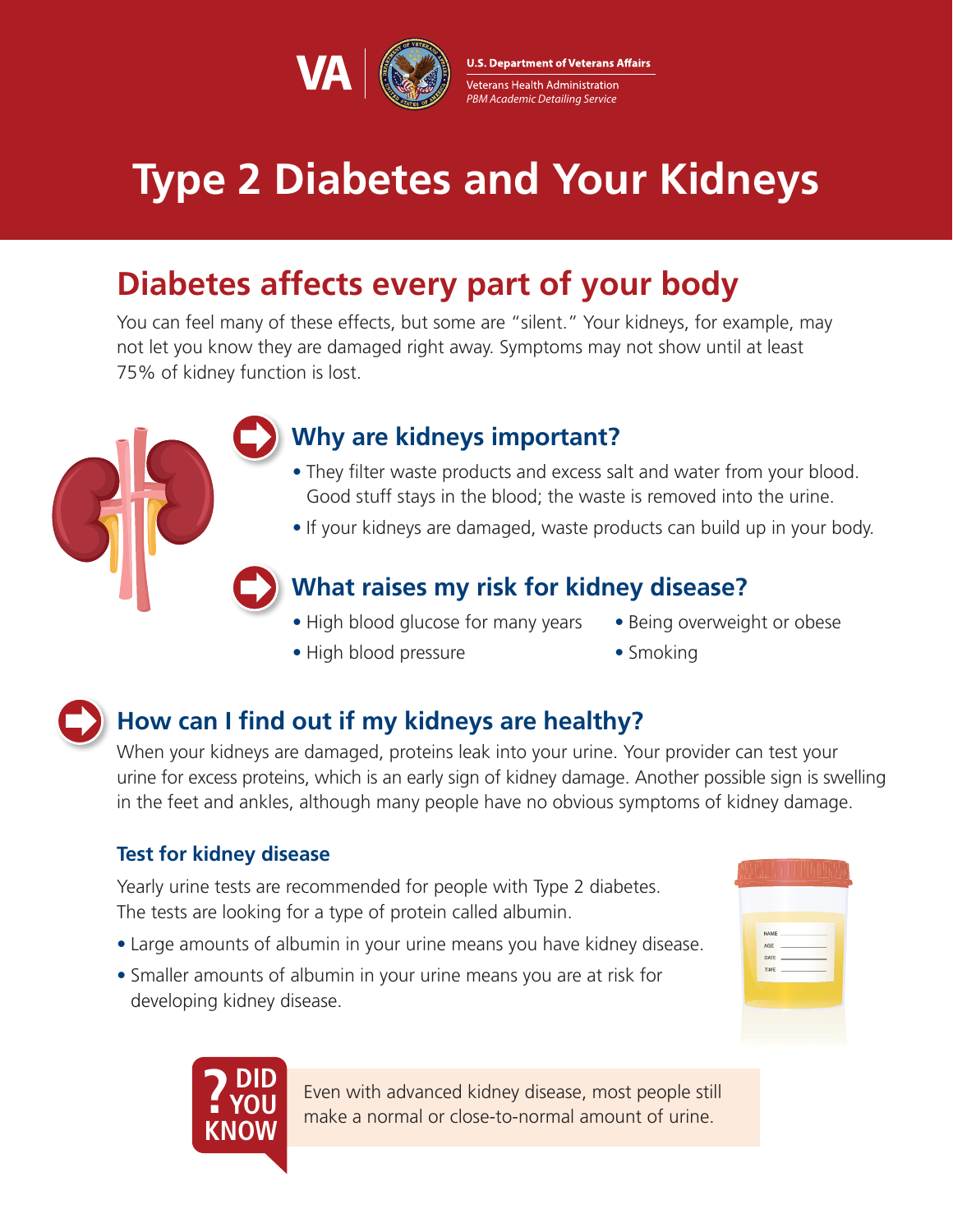VA | U.S. Department of Veterans Affairs

Veterans Health Administration
*PBM Academic Detailing Service*

# Type 2 Diabetes and Your Kidneys

## Diabetes affects every part of your body

You can feel many of these effects, but some are "silent." Your kidneys, for example, may not let you know they are damaged right away. Symptoms may not show until at least 75% of kidney function is lost.

### Why are kidneys important?

- They filter waste products and excess salt and water from your blood. Good stuff stays in the blood; the waste is removed into the urine.
- If your kidneys are damaged, waste products can build up in your body.

### What raises my risk for kidney disease?

- High blood glucose for many years
- High blood pressure
- Being overweight or obese
- Smoking

### How can I find out if my kidneys are healthy?

When your kidneys are damaged, proteins leak into your urine. Your provider can test your urine for excess proteins, which is an early sign of kidney damage. Another possible sign is swelling in the feet and ankles, although many people have no obvious symptoms of kidney damage.

#### Test for kidney disease

Yearly urine tests are recommended for people with Type 2 diabetes. The tests are looking for a type of protein called albumin.

- Large amounts of albumin in your urine means you have kidney disease.
- Smaller amounts of albumin in your urine means you are at risk for developing kidney disease.

**? DID YOU KNOW**

Even with advanced kidney disease, most people still make a normal or close-to-normal amount of urine.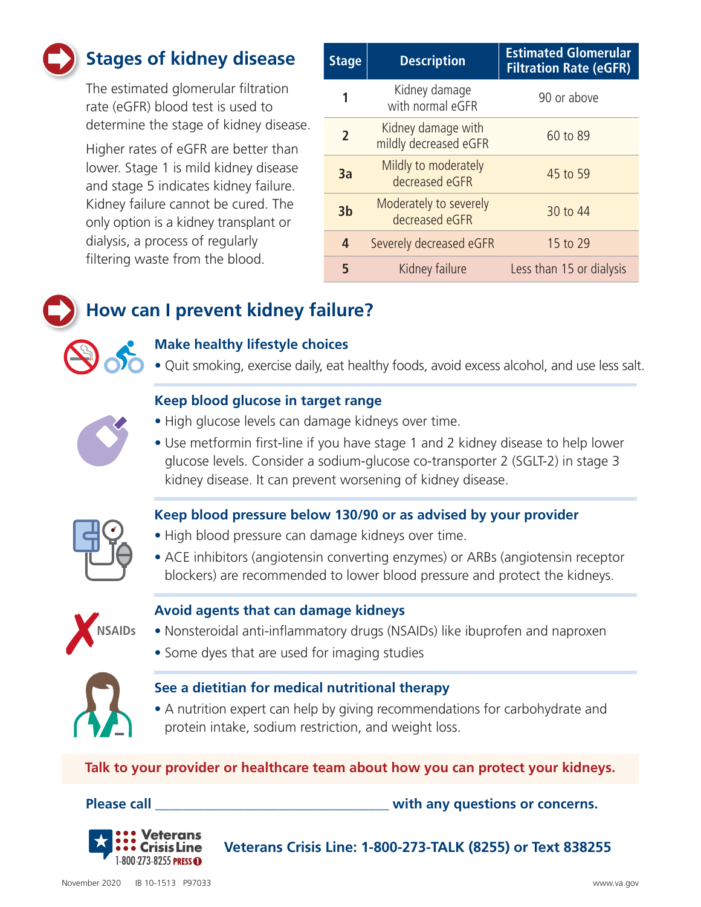## Stages of kidney disease

The estimated glomerular filtration rate (eGFR) blood test is used to determine the stage of kidney disease.

Higher rates of eGFR are better than lower. Stage 1 is mild kidney disease and stage 5 indicates kidney failure. Kidney failure cannot be cured. The only option is a kidney transplant or dialysis, a process of regularly filtering waste from the blood.

| Stage | Description | Estimated Glomerular Filtration Rate (eGFR) |
| --- | --- | --- |
| 1 | Kidney damage with normal eGFR | 90 or above |
| 2 | Kidney damage with mildly decreased eGFR | 60 to 89 |
| 3a | Mildly to moderately decreased eGFR | 45 to 59 |
| 3b | Moderately to severely decreased eGFR | 30 to 44 |
| 4 | Severely decreased eGFR | 15 to 29 |
| 5 | Kidney failure | Less than 15 or dialysis |

## How can I prevent kidney failure?

### Make healthy lifestyle choices

- Quit smoking, exercise daily, eat healthy foods, avoid excess alcohol, and use less salt.

### Keep blood glucose in target range

- High glucose levels can damage kidneys over time.
- Use metformin first-line if you have stage 1 and 2 kidney disease to help lower glucose levels. Consider a sodium-glucose co-transporter 2 (SGLT-2) in stage 3 kidney disease. It can prevent worsening of kidney disease.

### Keep blood pressure below 130/90 or as advised by your provider

- High blood pressure can damage kidneys over time.
- ACE inhibitors (angiotensin converting enzymes) or ARBs (angiotensin receptor blockers) are recommended to lower blood pressure and protect the kidneys.

### Avoid agents that can damage kidneys

NSAIDs

- Nonsteroidal anti-inflammatory drugs (NSAIDs) like ibuprofen and naproxen
- Some dyes that are used for imaging studies

### See a dietitian for medical nutritional therapy

- A nutrition expert can help by giving recommendations for carbohydrate and protein intake, sodium restriction, and weight loss.

**Talk to your provider or healthcare team about how you can protect your kidneys.**

**Please call \_\_\_\_\_\_\_\_\_\_\_\_\_\_\_\_\_\_\_\_\_\_\_\_\_\_\_\_\_\_\_\_\_\_ with any questions or concerns.**

Veterans Crisis Line 1-800-273-8255 PRESS 1

**Veterans Crisis Line: 1-800-273-TALK (8255) or Text 838255**

November 2020 IB 10-1513 P97033

www.va.gov